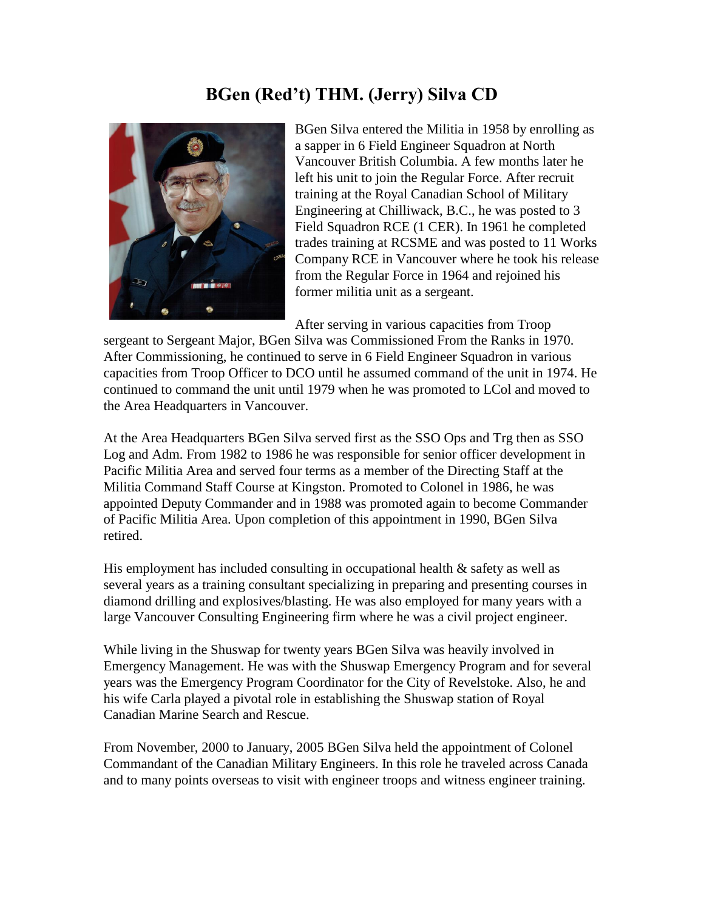# BGen (Red't) THM. (Jerry) Silva CD

BGen Silva entered the Militia in 1958 by enrolling as a sapper in 6 Field Engineer Squadron at North Vancouver British Columbia. A few months later he left his unit to join the Regular Force. After recruit training at the Royal Canadian School of Military Engineering at Chilliwack, B.C., he was posted to 3 Field Squadron RCE (1 CER). In 1961 he completed trades training at RCSME and was posted to 11 Works Company RCE in Vancouver where he took his release from the Regular Force in 1964 and rejoined his former militia unit as a sergeant.

After serving in various capacities from Troop sergeant to Sergeant Major, BGen Silva was Commissioned From the Ranks in 1970. After Commissioning, he continued to serve in 6 Field Engineer Squadron in various capacities from Troop Officer to DCO until he assumed command of the unit in 1974. He continued to command the unit until 1979 when he was promoted to LCol and moved to the Area Headquarters in Vancouver.

At the Area Headquarters BGen Silva served first as the SSO Ops and Trg then as SSO Log and Adm. From 1982 to 1986 he was responsible for senior officer development in Pacific Militia Area and served four terms as a member of the Directing Staff at the Militia Command Staff Course at Kingston. Promoted to Colonel in 1986, he was appointed Deputy Commander and in 1988 was promoted again to become Commander of Pacific Militia Area. Upon completion of this appointment in 1990, BGen Silva retired.

His employment has included consulting in occupational health & safety as well as several years as a training consultant specializing in preparing and presenting courses in diamond drilling and explosives/blasting. He was also employed for many years with a large Vancouver Consulting Engineering firm where he was a civil project engineer.

While living in the Shuswap for twenty years BGen Silva was heavily involved in Emergency Management. He was with the Shuswap Emergency Program and for several years was the Emergency Program Coordinator for the City of Revelstoke. Also, he and his wife Carla played a pivotal role in establishing the Shuswap station of Royal Canadian Marine Search and Rescue.

From November, 2000 to January, 2005 BGen Silva held the appointment of Colonel Commandant of the Canadian Military Engineers. In this role he traveled across Canada and to many points overseas to visit with engineer troops and witness engineer training.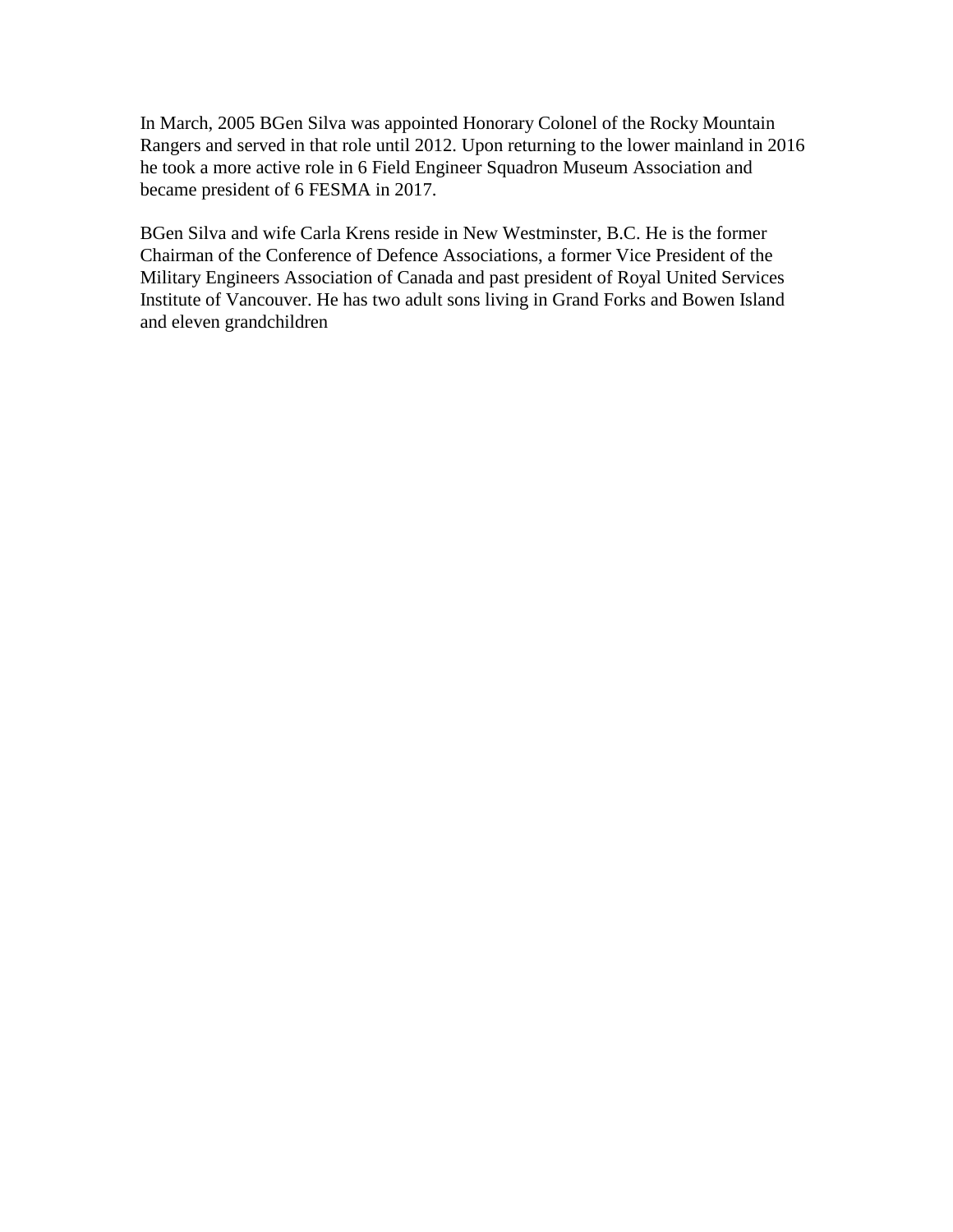In March, 2005 BGen Silva was appointed Honorary Colonel of the Rocky Mountain Rangers and served in that role until 2012. Upon returning to the lower mainland in 2016 he took a more active role in 6 Field Engineer Squadron Museum Association and became president of 6 FESMA in 2017.

BGen Silva and wife Carla Krens reside in New Westminster, B.C. He is the former Chairman of the Conference of Defence Associations, a former Vice President of the Military Engineers Association of Canada and past president of Royal United Services Institute of Vancouver. He has two adult sons living in Grand Forks and Bowen Island and eleven grandchildren